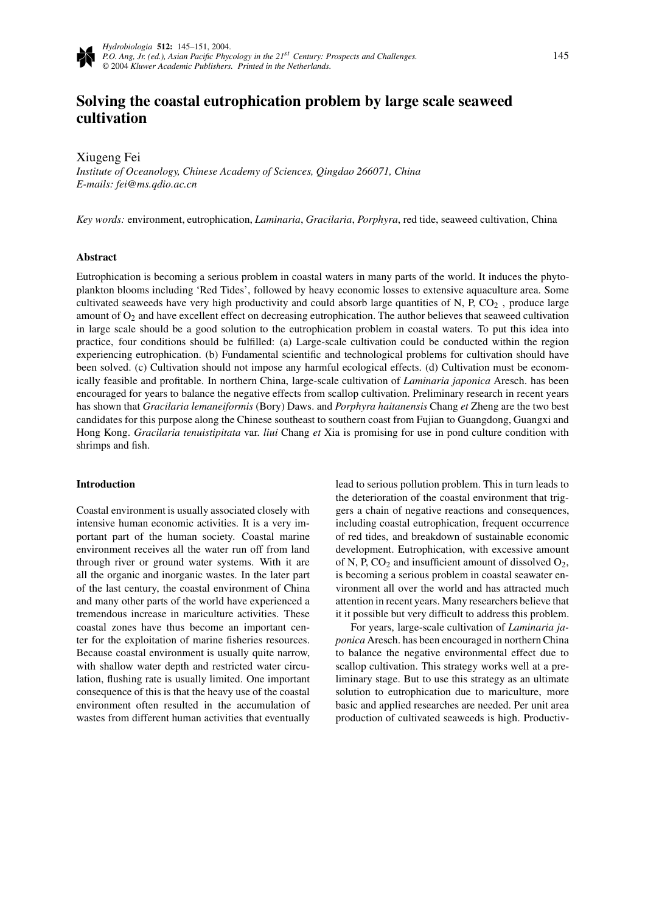# Solving the coastal eutrophication problem by large scale seaweed cultivation

Xiugeng Fei

*Institute of Oceanology, Chinese Academy of Sciences, Qingdao 266071, China*
*E-mails: fei@ms.qdio.ac.cn*

*Key words:* environment, eutrophication, *Laminaria*, *Gracilaria*, *Porphyra*, red tide, seaweed cultivation, China

## Abstract

Eutrophication is becoming a serious problem in coastal waters in many parts of the world. It induces the phytoplankton blooms including 'Red Tides', followed by heavy economic losses to extensive aquaculture area. Some cultivated seaweeds have very high productivity and could absorb large quantities of N, P, $CO_2$ , produce large amount of $O_2$ and have excellent effect on decreasing eutrophication. The author believes that seaweed cultivation in large scale should be a good solution to the eutrophication problem in coastal waters. To put this idea into practice, four conditions should be fulfilled: (a) Large-scale cultivation could be conducted within the region experiencing eutrophication. (b) Fundamental scientific and technological problems for cultivation should have been solved. (c) Cultivation should not impose any harmful ecological effects. (d) Cultivation must be economically feasible and profitable. In northern China, large-scale cultivation of *Laminaria japonica* Aresch. has been encouraged for years to balance the negative effects from scallop cultivation. Preliminary research in recent years has shown that *Gracilaria lemaneiformis* (Bory) Daws. and *Porphyra haitanensis* Chang *et* Zheng are the two best candidates for this purpose along the Chinese southeast to southern coast from Fujian to Guangdong, Guangxi and Hong Kong. *Gracilaria tenuistipitata* var. *liui* Chang *et* Xia is promising for use in pond culture condition with shrimps and fish.

## Introduction

Coastal environment is usually associated closely with intensive human economic activities. It is a very important part of the human society. Coastal marine environment receives all the water run off from land through river or ground water systems. With it are all the organic and inorganic wastes. In the later part of the last century, the coastal environment of China and many other parts of the world have experienced a tremendous increase in mariculture activities. These coastal zones have thus become an important center for the exploitation of marine fisheries resources. Because coastal environment is usually quite narrow, with shallow water depth and restricted water circulation, flushing rate is usually limited. One important consequence of this is that the heavy use of the coastal environment often resulted in the accumulation of wastes from different human activities that eventually lead to serious pollution problem. This in turn leads to the deterioration of the coastal environment that triggers a chain of negative reactions and consequences, including coastal eutrophication, frequent occurrence of red tides, and breakdown of sustainable economic development. Eutrophication, with excessive amount of N, P, $CO_2$ and insufficient amount of dissolved $O_2$, is becoming a serious problem in coastal seawater environment all over the world and has attracted much attention in recent years. Many researchers believe that it it possible but very difficult to address this problem.

For years, large-scale cultivation of *Laminaria japonica* Aresch. has been encouraged in northern China to balance the negative environmental effect due to scallop cultivation. This strategy works well at a preliminary stage. But to use this strategy as an ultimate solution to eutrophication due to mariculture, more basic and applied researches are needed. Per unit area production of cultivated seaweeds is high. Productiv-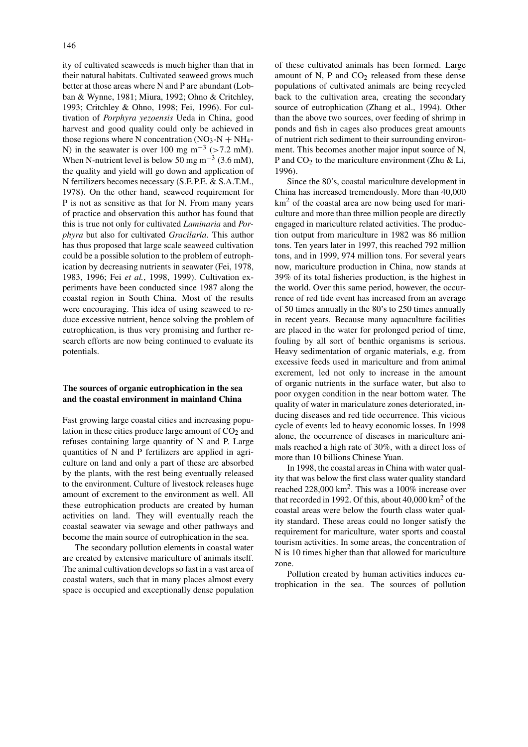ity of cultivated seaweeds is much higher than that in their natural habitats. Cultivated seaweed grows much better at those areas where N and P are abundant (Lobban & Wynne, 1981; Miura, 1992; Ohno & Critchley, 1993; Critchley & Ohno, 1998; Fei, 1996). For cultivation of *Porphyra yezoensis* Ueda in China, good harvest and good quality could only be achieved in those regions where N concentration ($NO_3$-N + $NH_4$-N) in the seawater is over 100 mg $m^{-3}$ (>7.2 mM). When N-nutrient level is below 50 mg $m^{-3}$ (3.6 mM), the quality and yield will go down and application of N fertilizers becomes necessary (S.E.P.E. & S.A.T.M., 1978). On the other hand, seaweed requirement for P is not as sensitive as that for N. From many years of practice and observation this author has found that this is true not only for cultivated *Laminaria* and *Porphyra* but also for cultivated *Gracilaria*. This author has thus proposed that large scale seaweed cultivation could be a possible solution to the problem of eutrophication by decreasing nutrients in seawater (Fei, 1978, 1983, 1996; Fei *et al.*, 1998, 1999). Cultivation experiments have been conducted since 1987 along the coastal region in South China. Most of the results were encouraging. This idea of using seaweed to reduce excessive nutrient, hence solving the problem of eutrophication, is thus very promising and further research efforts are now being continued to evaluate its potentials.

## The sources of organic eutrophication in the sea and the coastal environment in mainland China

Fast growing large coastal cities and increasing population in these cities produce large amount of $CO_2$ and refuses containing large quantity of N and P. Large quantities of N and P fertilizers are applied in agriculture on land and only a part of these are absorbed by the plants, with the rest being eventually released to the environment. Culture of livestock releases huge amount of excrement to the environment as well. All these eutrophication products are created by human activities on land. They will eventually reach the coastal seawater via sewage and other pathways and become the main source of eutrophication in the sea.

The secondary pollution elements in coastal water are created by extensive mariculture of animals itself. The animal cultivation develops so fast in a vast area of coastal waters, such that in many places almost every space is occupied and exceptionally dense population of these cultivated animals has been formed. Large amount of N, P and $CO_2$ released from these dense populations of cultivated animals are being recycled back to the cultivation area, creating the secondary source of eutrophication (Zhang et al., 1994). Other than the above two sources, over feeding of shrimp in ponds and fish in cages also produces great amounts of nutrient rich sediment to their surrounding environment. This becomes another major input source of N, P and $CO_2$ to the mariculture environment (Zhu & Li, 1996).

Since the 80's, coastal mariculture development in China has increased tremendously. More than 40,000 $km^2$ of the coastal area are now being used for mariculture and more than three million people are directly engaged in mariculture related activities. The production output from mariculture in 1982 was 86 million tons. Ten years later in 1997, this reached 792 million tons, and in 1999, 974 million tons. For several years now, mariculture production in China, now stands at 39% of its total fisheries production, is the highest in the world. Over this same period, however, the occurrence of red tide event has increased from an average of 50 times annually in the 80's to 250 times annually in recent years. Because many aquaculture facilities are placed in the water for prolonged period of time, fouling by all sort of benthic organisms is serious. Heavy sedimentation of organic materials, e.g. from excessive feeds used in mariculture and from animal excrement, led not only to increase in the amount of organic nutrients in the surface water, but also to poor oxygen condition in the near bottom water. The quality of water in mariculature zones deteriorated, inducing diseases and red tide occurrence. This vicious cycle of events led to heavy economic losses. In 1998 alone, the occurrence of diseases in mariculture animals reached a high rate of 30%, with a direct loss of more than 10 billions Chinese Yuan.

In 1998, the coastal areas in China with water quality that was below the first class water quality standard reached 228,000 $km^2$. This was a 100% increase over that recorded in 1992. Of this, about 40,000 $km^2$ of the coastal areas were below the fourth class water quality standard. These areas could no longer satisfy the requirement for mariculture, water sports and coastal tourism activities. In some areas, the concentration of N is 10 times higher than that allowed for mariculture zone.

Pollution created by human activities induces eutrophication in the sea. The sources of pollution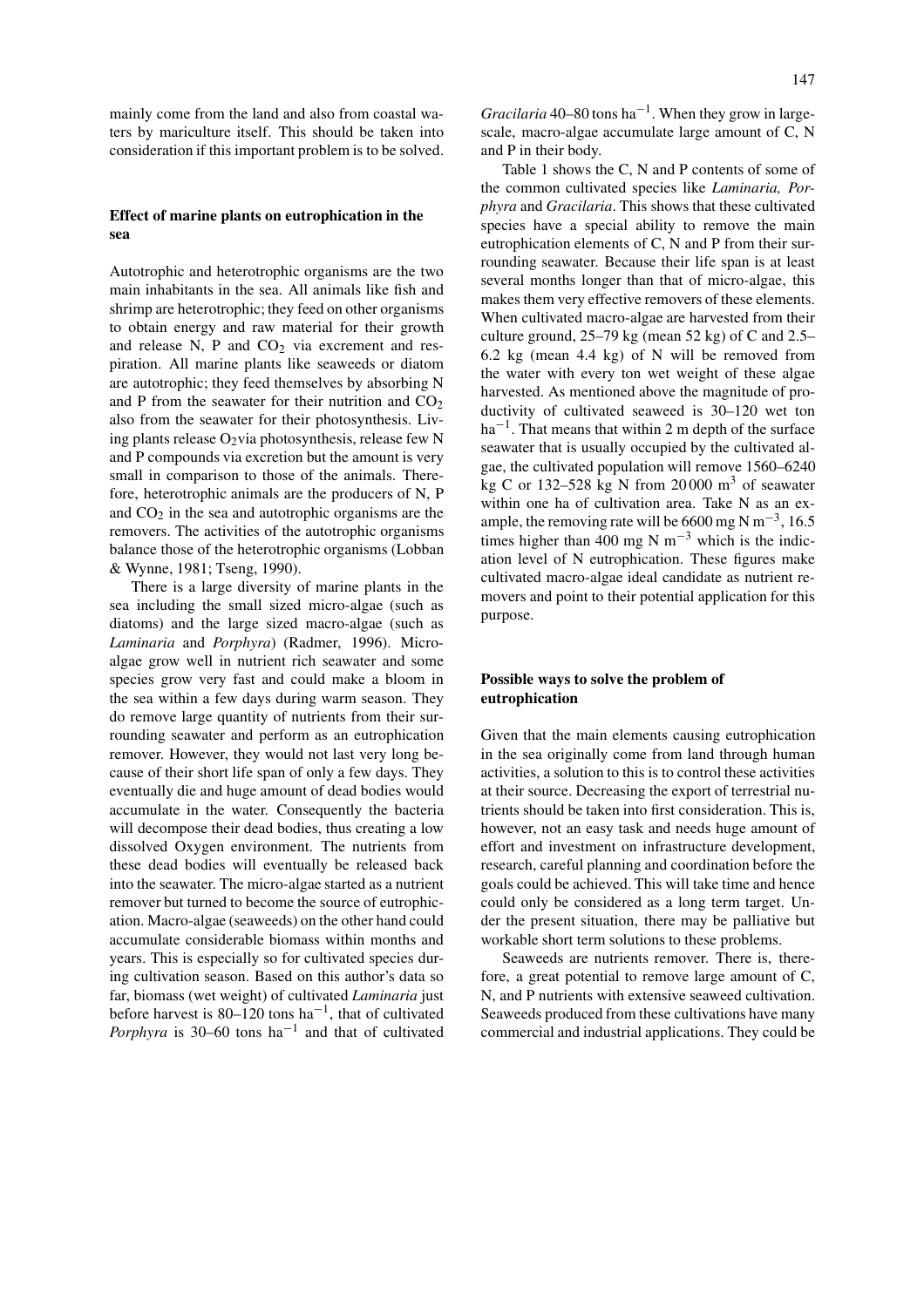mainly come from the land and also from coastal waters by mariculture itself. This should be taken into consideration if this important problem is to be solved.

## Effect of marine plants on eutrophication in the sea

Autotrophic and heterotrophic organisms are the two main inhabitants in the sea. All animals like fish and shrimp are heterotrophic; they feed on other organisms to obtain energy and raw material for their growth and release N, P and $CO_2$ via excrement and respiration. All marine plants like seaweeds or diatom are autotrophic; they feed themselves by absorbing N and P from the seawater for their nutrition and $CO_2$ also from the seawater for their photosynthesis. Living plants release $O_2$via photosynthesis, release few N and P compounds via excretion but the amount is very small in comparison to those of the animals. Therefore, heterotrophic animals are the producers of N, P and $CO_2$ in the sea and autotrophic organisms are the removers. The activities of the autotrophic organisms balance those of the heterotrophic organisms (Lobban & Wynne, 1981; Tseng, 1990).

There is a large diversity of marine plants in the sea including the small sized micro-algae (such as diatoms) and the large sized macro-algae (such as *Laminaria* and *Porphyra*) (Radmer, 1996). Micro-algae grow well in nutrient rich seawater and some species grow very fast and could make a bloom in the sea within a few days during warm season. They do remove large quantity of nutrients from their surrounding seawater and perform as an eutrophication remover. However, they would not last very long because of their short life span of only a few days. They eventually die and huge amount of dead bodies would accumulate in the water. Consequently the bacteria will decompose their dead bodies, thus creating a low dissolved Oxygen environment. The nutrients from these dead bodies will eventually be released back into the seawater. The micro-algae started as a nutrient remover but turned to become the source of eutrophication. Macro-algae (seaweeds) on the other hand could accumulate considerable biomass within months and years. This is especially so for cultivated species during cultivation season. Based on this author's data so far, biomass (wet weight) of cultivated *Laminaria* just before harvest is 80–120 tons $ha^{-1}$, that of cultivated *Porphyra* is 30–60 tons $ha^{-1}$ and that of cultivated *Gracilaria* 40–80 tons $ha^{-1}$. When they grow in large-scale, macro-algae accumulate large amount of C, N and P in their body.

Table 1 shows the C, N and P contents of some of the common cultivated species like *Laminaria, Porphyra* and *Gracilaria*. This shows that these cultivated species have a special ability to remove the main eutrophication elements of C, N and P from their surrounding seawater. Because their life span is at least several months longer than that of micro-algae, this makes them very effective removers of these elements. When cultivated macro-algae are harvested from their culture ground, 25–79 kg (mean 52 kg) of C and 2.5–6.2 kg (mean 4.4 kg) of N will be removed from the water with every ton wet weight of these algae harvested. As mentioned above the magnitude of productivity of cultivated seaweed is 30–120 wet ton $ha^{-1}$. That means that within 2 m depth of the surface seawater that is usually occupied by the cultivated algae, the cultivated population will remove 1560–6240 kg C or 132–528 kg N from 20 000 $m^3$ of seawater within one ha of cultivation area. Take N as an example, the removing rate will be 6600 mg N $m^{-3}$, 16.5 times higher than 400 mg N $m^{-3}$ which is the indication level of N eutrophication. These figures make cultivated macro-algae ideal candidate as nutrient removers and point to their potential application for this purpose.

## Possible ways to solve the problem of eutrophication

Given that the main elements causing eutrophication in the sea originally come from land through human activities, a solution to this is to control these activities at their source. Decreasing the export of terrestrial nutrients should be taken into first consideration. This is, however, not an easy task and needs huge amount of effort and investment on infrastructure development, research, careful planning and coordination before the goals could be achieved. This will take time and hence could only be considered as a long term target. Under the present situation, there may be palliative but workable short term solutions to these problems.

Seaweeds are nutrients remover. There is, therefore, a great potential to remove large amount of C, N, and P nutrients with extensive seaweed cultivation. Seaweeds produced from these cultivations have many commercial and industrial applications. They could be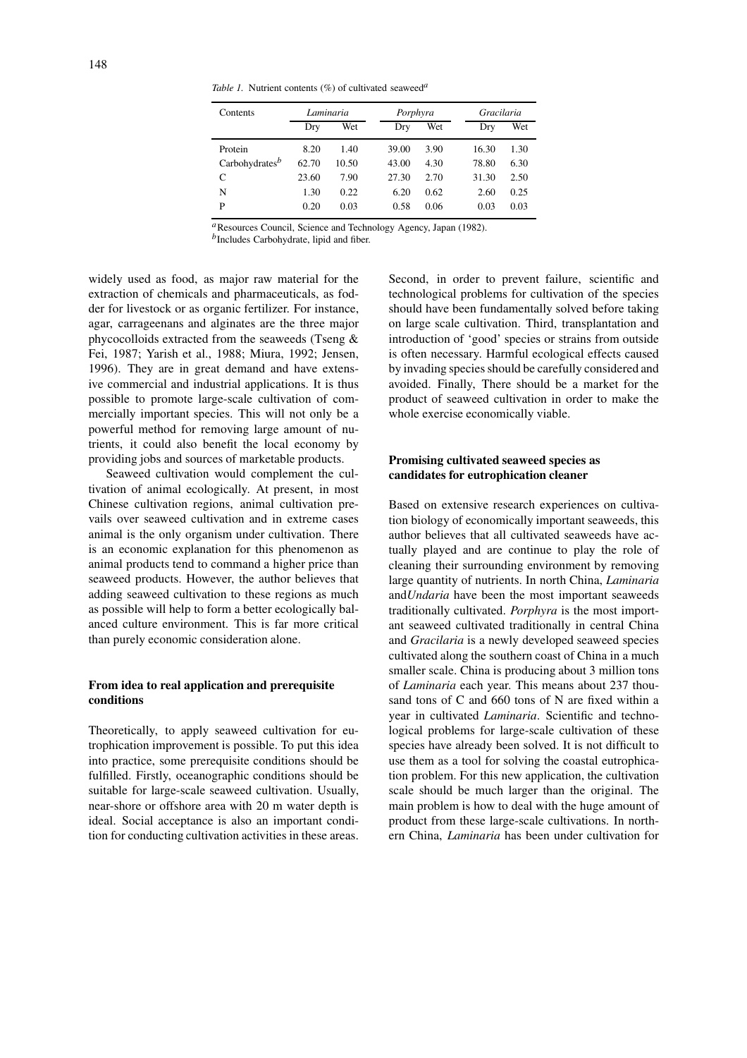*Table 1.* Nutrient contents (%) of cultivated seaweed[a]

| Contents | *Laminaria* | | *Porphyra* | | *Gracilaria* | |
|---|---|---|---|---|---|---|
| | Dry | Wet | Dry | Wet | Dry | Wet |
| Protein | 8.20 | 1.40 | 39.00 | 3.90 | 16.30 | 1.30 |
| Carbohydrates[b] | 62.70 | 10.50 | 43.00 | 4.30 | 78.80 | 6.30 |
| C | 23.60 | 7.90 | 27.30 | 2.70 | 31.30 | 2.50 |
| N | 1.30 | 0.22 | 6.20 | 0.62 | 2.60 | 0.25 |
| P | 0.20 | 0.03 | 0.58 | 0.06 | 0.03 | 0.03 |

[a] Resources Council, Science and Technology Agency, Japan (1982).
[b] Includes Carbohydrate, lipid and fiber.

widely used as food, as major raw material for the extraction of chemicals and pharmaceuticals, as fodder for livestock or as organic fertilizer. For instance, agar, carrageenans and alginates are the three major phycocolloids extracted from the seaweeds (Tseng & Fei, 1987; Yarish et al., 1988; Miura, 1992; Jensen, 1996). They are in great demand and have extensive commercial and industrial applications. It is thus possible to promote large-scale cultivation of commercially important species. This will not only be a powerful method for removing large amount of nutrients, it could also benefit the local economy by providing jobs and sources of marketable products.

Seaweed cultivation would complement the cultivation of animal ecologically. At present, in most Chinese cultivation regions, animal cultivation prevails over seaweed cultivation and in extreme cases animal is the only organism under cultivation. There is an economic explanation for this phenomenon as animal products tend to command a higher price than seaweed products. However, the author believes that adding seaweed cultivation to these regions as much as possible will help to form a better ecologically balanced culture environment. This is far more critical than purely economic consideration alone.

## From idea to real application and prerequisite conditions

Theoretically, to apply seaweed cultivation for eutrophication improvement is possible. To put this idea into practice, some prerequisite conditions should be fulfilled. Firstly, oceanographic conditions should be suitable for large-scale seaweed cultivation. Usually, near-shore or offshore area with 20 m water depth is ideal. Social acceptance is also an important condition for conducting cultivation activities in these areas. Second, in order to prevent failure, scientific and technological problems for cultivation of the species should have been fundamentally solved before taking on large scale cultivation. Third, transplantation and introduction of 'good' species or strains from outside is often necessary. Harmful ecological effects caused by invading species should be carefully considered and avoided. Finally, There should be a market for the product of seaweed cultivation in order to make the whole exercise economically viable.

## Promising cultivated seaweed species as candidates for eutrophication cleaner

Based on extensive research experiences on cultivation biology of economically important seaweeds, this author believes that all cultivated seaweeds have actually played and are continue to play the role of cleaning their surrounding environment by removing large quantity of nutrients. In north China, *Laminaria* and*Undaria* have been the most important seaweeds traditionally cultivated. *Porphyra* is the most important seaweed cultivated traditionally in central China and *Gracilaria* is a newly developed seaweed species cultivated along the southern coast of China in a much smaller scale. China is producing about 3 million tons of *Laminaria* each year. This means about 237 thousand tons of C and 660 tons of N are fixed within a year in cultivated *Laminaria*. Scientific and technological problems for large-scale cultivation of these species have already been solved. It is not difficult to use them as a tool for solving the coastal eutrophication problem. For this new application, the cultivation scale should be much larger than the original. The main problem is how to deal with the huge amount of product from these large-scale cultivations. In northern China, *Laminaria* has been under cultivation for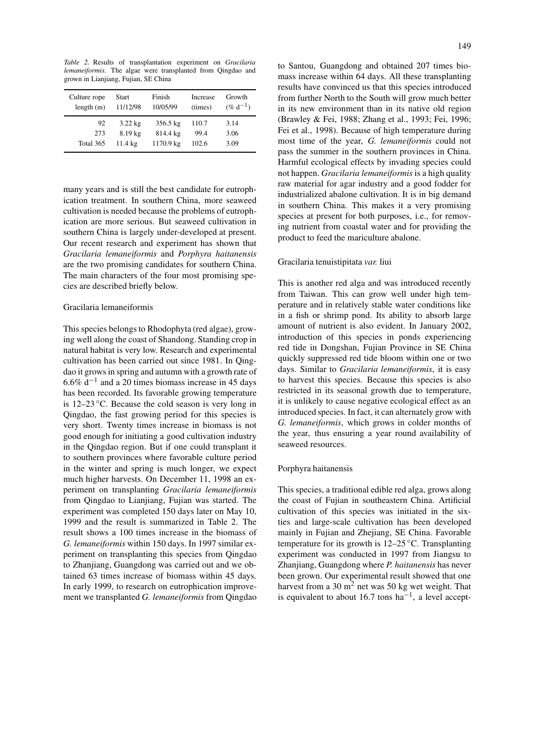*Table 2.* Results of transplantation experiment on *Gracilaria lemaneiformis*. The algae were transplanted from Qingdao and grown in Lianjiang, Fujian, SE China

| Culture rope length (m) | Start 11/12/98 | Finish 10/05/99 | Increase (times) | Growth (% $d^{-1}$) |
|---|---|---|---|---|
| 92 | 3.22 kg | 356.5 kg | 110.7 | 3.14 |
| 273 | 8.19 kg | 814.4 kg | 99.4 | 3.06 |
| Total 365 | 11.4 kg | 1170.9 kg | 102.6 | 3.09 |

many years and is still the best candidate for eutrophication treatment. In southern China, more seaweed cultivation is needed because the problems of eutrophication are more serious. But seaweed cultivation in southern China is largely under-developed at present. Our recent research and experiment has shown that *Gracilaria lemaneiformis* and *Porphyra haitanensis* are the two promising candidates for southern China. The main characters of the four most promising species are described briefly below.

### Gracilaria lemaneiformis

This species belongs to Rhodophyta (red algae), growing well along the coast of Shandong. Standing crop in natural habitat is very low. Research and experimental cultivation has been carried out since 1981. In Qingdao it grows in spring and autumn with a growth rate of 6.6% $d^{-1}$ and a 20 times biomass increase in 45 days has been recorded. Its favorable growing temperature is 12–23 °C. Because the cold season is very long in Qingdao, the fast growing period for this species is very short. Twenty times increase in biomass is not good enough for initiating a good cultivation industry in the Qingdao region. But if one could transplant it to southern provinces where favorable culture period in the winter and spring is much longer, we expect much higher harvests. On December 11, 1998 an experiment on transplanting *Gracilaria lemaneiformis* from Qingdao to Lianjiang, Fujian was started. The experiment was completed 150 days later on May 10, 1999 and the result is summarized in Table 2. The result shows a 100 times increase in the biomass of *G. lemaneiformis* within 150 days. In 1997 similar experiment on transplanting this species from Qingdao to Zhanjiang, Guangdong was carried out and we obtained 63 times increase of biomass within 45 days. In early 1999, to research on eutrophication improvement we transplanted *G. lemaneiformis* from Qingdao to Santou, Guangdong and obtained 207 times biomass increase within 64 days. All these transplanting results have convinced us that this species introduced from further North to the South will grow much better in its new environment than in its native old region (Brawley & Fei, 1988; Zhang et al., 1993; Fei, 1996; Fei et al., 1998). Because of high temperature during most time of the year, *G. lemaneiformis* could not pass the summer in the southern provinces in China. Harmful ecological effects by invading species could not happen. *Gracilaria lemaneiformis* is a high quality raw material for agar industry and a good fodder for industrialized abalone cultivation. It is in big demand in southern China. This makes it a very promising species at present for both purposes, i.e., for removing nutrient from coastal water and for providing the product to feed the mariculture abalone.

### Gracilaria tenuistipitata *var.* liui

This is another red alga and was introduced recently from Taiwan. This can grow well under high temperature and in relatively stable water conditions like in a fish or shrimp pond. Its ability to absorb large amount of nutrient is also evident. In January 2002, introduction of this species in ponds experiencing red tide in Dongshan, Fujian Province in SE China quickly suppressed red tide bloom within one or two days. Similar to *Gracilaria lemaneiformis*, it is easy to harvest this species. Because this species is also restricted in its seasonal growth due to temperature, it is unlikely to cause negative ecological effect as an introduced species. In fact, it can alternately grow with *G. lemaneiformis*, which grows in colder months of the year, thus ensuring a year round availability of seaweed resources.

### Porphyra haitanensis

This species, a traditional edible red alga, grows along the coast of Fujian in southeastern China. Artificial cultivation of this species was initiated in the sixties and large-scale cultivation has been developed mainly in Fujian and Zhejiang, SE China. Favorable temperature for its growth is 12–25 °C. Transplanting experiment was conducted in 1997 from Jiangsu to Zhanjiang, Guangdong where *P. haitanensis* has never been grown. Our experimental result showed that one harvest from a 30 $m^2$ net was 50 kg wet weight. That is equivalent to about 16.7 tons $ha^{-1}$, a level accept-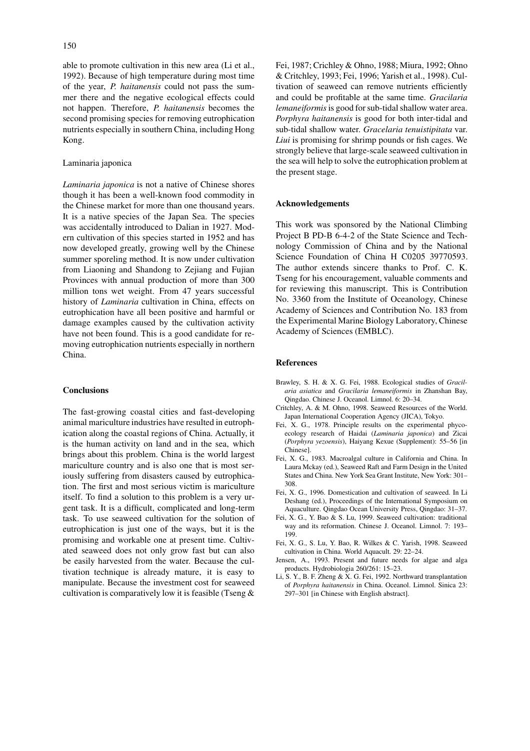able to promote cultivation in this new area (Li et al., 1992). Because of high temperature during most time of the year, *P. haitanensis* could not pass the summer there and the negative ecological effects could not happen. Therefore, *P. haitanensis* becomes the second promising species for removing eutrophication nutrients especially in southern China, including Hong Kong.

### Laminaria japonica

*Laminaria japonica* is not a native of Chinese shores though it has been a well-known food commodity in the Chinese market for more than one thousand years. It is a native species of the Japan Sea. The species was accidentally introduced to Dalian in 1927. Modern cultivation of this species started in 1952 and has now developed greatly, growing well by the Chinese summer sporeling method. It is now under cultivation from Liaoning and Shandong to Zejiang and Fujian Provinces with annual production of more than 300 million tons wet weight. From 47 years successful history of *Laminaria* cultivation in China, effects on eutrophication have all been positive and harmful or damage examples caused by the cultivation activity have not been found. This is a good candidate for removing eutrophication nutrients especially in northern China.

## Conclusions

The fast-growing coastal cities and fast-developing animal mariculture industries have resulted in eutrophication along the coastal regions of China. Actually, it is the human activity on land and in the sea, which brings about this problem. China is the world largest mariculture country and is also one that is most seriously suffering from disasters caused by eutrophication. The first and most serious victim is mariculture itself. To find a solution to this problem is a very urgent task. It is a difficult, complicated and long-term task. To use seaweed cultivation for the solution of eutrophication is just one of the ways, but it is the promising and workable one at present time. Cultivated seaweed does not only grow fast but can also be easily harvested from the water. Because the cultivation technique is already mature, it is easy to manipulate. Because the investment cost for seaweed cultivation is comparatively low it is feasible (Tseng & Fei, 1987; Crichley & Ohno, 1988; Miura, 1992; Ohno & Critchley, 1993; Fei, 1996; Yarish et al., 1998). Cultivation of seaweed can remove nutrients efficiently and could be profitable at the same time. *Gracilaria lemaneiformis* is good for sub-tidal shallow water area. *Porphyra haitanensis* is good for both inter-tidal and sub-tidal shallow water. *Gracelaria tenuistipitata* var. *Liui* is promising for shrimp pounds or fish cages. We strongly believe that large-scale seaweed cultivation in the sea will help to solve the eutrophication problem at the present stage.

## Acknowledgements

This work was sponsored by the National Climbing Project B PD-B 6-4-2 of the State Science and Technology Commission of China and by the National Science Foundation of China H C0205 39770593. The author extends sincere thanks to Prof. C. K. Tseng for his encouragement, valuable comments and for reviewing this manuscript. This is Contribution No. 3360 from the Institute of Oceanology, Chinese Academy of Sciences and Contribution No. 183 from the Experimental Marine Biology Laboratory, Chinese Academy of Sciences (EMBLC).

## References

Brawley, S. H. & X. G. Fei, 1988. Ecological studies of *Gracilaria asiatica* and *Gracilaria lemaneiformis* in Zhanshan Bay, Qingdao. Chinese J. Oceanol. Limnol. 6: 20–34.

Critchley, A. & M. Ohno, 1998. Seaweed Resources of the World. Japan International Cooperation Agency (JICA), Tokyo.

Fei, X. G., 1978. Principle results on the experimental phycoecology research of Haidai (*Laminaria japonica*) and Zicai (*Porphyra yezoensis*), Haiyang Kexue (Supplement): 55–56 [in Chinese].

Fei, X. G., 1983. Macroalgal culture in California and China. In Laura Mckay (ed.), Seaweed Raft and Farm Design in the United States and China. New York Sea Grant Institute, New York: 301–308.

Fei, X. G., 1996. Domestication and cultivation of seaweed. In Li Deshang (ed.), Proceedings of the International Symposium on Aquaculture. Qingdao Ocean University Press, Qingdao: 31–37.

Fei, X. G., Y. Bao & S. Lu, 1999. Seaweed cultivation: traditional way and its reformation. Chinese J. Oceanol. Limnol. 7: 193–199.

Fei, X. G., S. Lu, Y. Bao, R. Wilkes & C. Yarish, 1998. Seaweed cultivation in China. World Aquacult. 29: 22–24.

Jensen, A., 1993. Present and future needs for algae and alga products. Hydrobiologia 260/261: 15–23.

Li, S. Y., B. F. Zheng & X. G. Fei, 1992. Northward transplantation of *Porphyra haitanensis* in China. Oceanol. Limnol. Sinica 23: 297–301 [in Chinese with English abstract].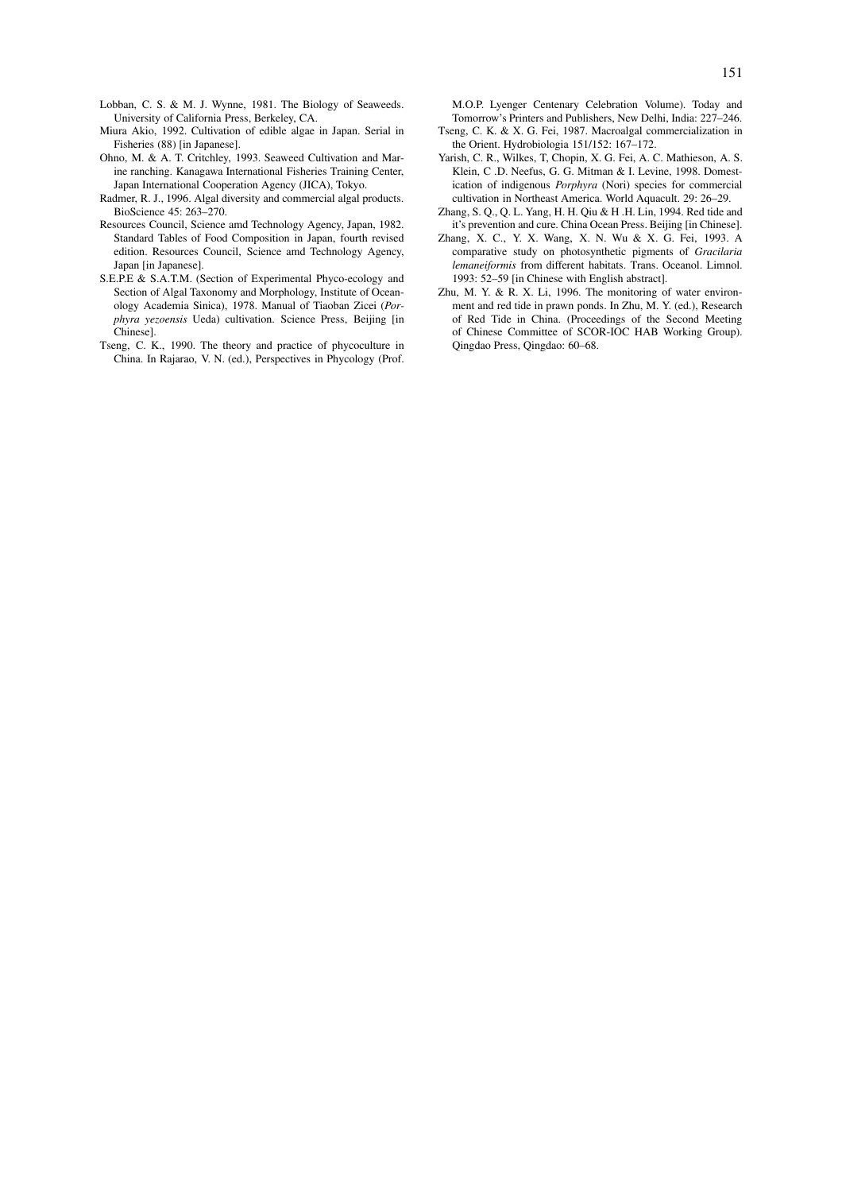Lobban, C. S. & M. J. Wynne, 1981. The Biology of Seaweeds. University of California Press, Berkeley, CA.

Miura Akio, 1992. Cultivation of edible algae in Japan. Serial in Fisheries (88) [in Japanese].

Ohno, M. & A. T. Critchley, 1993. Seaweed Cultivation and Marine ranching. Kanagawa International Fisheries Training Center, Japan International Cooperation Agency (JICA), Tokyo.

Radmer, R. J., 1996. Algal diversity and commercial algal products. BioScience 45: 263–270.

Resources Council, Science amd Technology Agency, Japan, 1982. Standard Tables of Food Composition in Japan, fourth revised edition. Resources Council, Science amd Technology Agency, Japan [in Japanese].

S.E.P.E & S.A.T.M. (Section of Experimental Phyco-ecology and Section of Algal Taxonomy and Morphology, Institute of Oceanology Academia Sinica), 1978. Manual of Tiaoban Zicei (*Porphyra yezoensis* Ueda) cultivation. Science Press, Beijing [in Chinese].

Tseng, C. K., 1990. The theory and practice of phycoculture in China. In Rajarao, V. N. (ed.), Perspectives in Phycology (Prof. M.O.P. Lyenger Centenary Celebration Volume). Today and Tomorrow's Printers and Publishers, New Delhi, India: 227–246.

Tseng, C. K. & X. G. Fei, 1987. Macroalgal commercialization in the Orient. Hydrobiologia 151/152: 167–172.

Yarish, C. R., Wilkes, T, Chopin, X. G. Fei, A. C. Mathieson, A. S. Klein, C .D. Neefus, G. G. Mitman & I. Levine, 1998. Domestication of indigenous *Porphyra* (Nori) species for commercial cultivation in Northeast America. World Aquacult. 29: 26–29.

Zhang, S. Q., Q. L. Yang, H. H. Qiu & H .H. Lin, 1994. Red tide and it's prevention and cure. China Ocean Press. Beijing [in Chinese].

Zhang, X. C., Y. X. Wang, X. N. Wu & X. G. Fei, 1993. A comparative study on photosynthetic pigments of *Gracilaria lemaneiformis* from different habitats. Trans. Oceanol. Limnol. 1993: 52–59 [in Chinese with English abstract].

Zhu, M. Y. & R. X. Li, 1996. The monitoring of water environment and red tide in prawn ponds. In Zhu, M. Y. (ed.), Research of Red Tide in China. (Proceedings of the Second Meeting of Chinese Committee of SCOR-IOC HAB Working Group). Qingdao Press, Qingdao: 60–68.